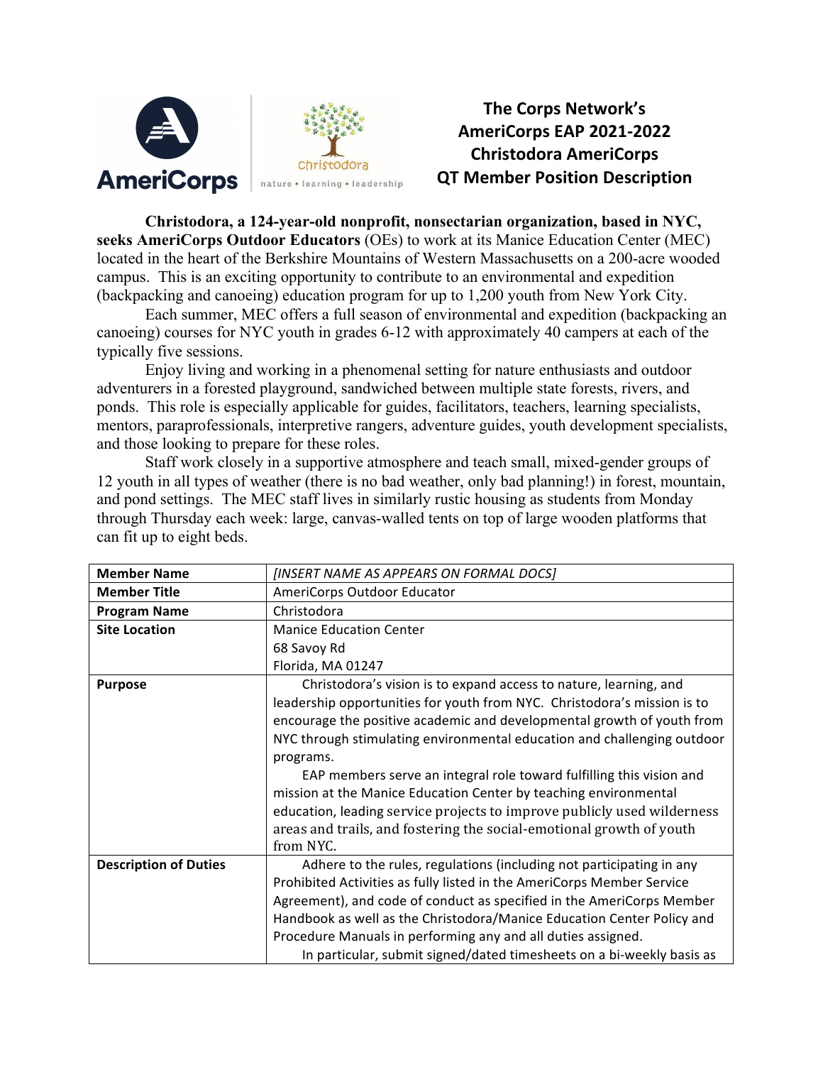# The Corps Network's AmeriCorps EAP 2021-2022 Christodora AmeriCorps QT Member Position Description

**Christodora, a 124-year-old nonprofit, nonsectarian organization, based in NYC, seeks AmeriCorps Outdoor Educators** (OEs) to work at its Manice Education Center (MEC) located in the heart of the Berkshire Mountains of Western Massachusetts on a 200-acre wooded campus. This is an exciting opportunity to contribute to an environmental and expedition (backpacking and canoeing) education program for up to 1,200 youth from New York City.

Each summer, MEC offers a full season of environmental and expedition (backpacking an canoeing) courses for NYC youth in grades 6-12 with approximately 40 campers at each of the typically five sessions.

Enjoy living and working in a phenomenal setting for nature enthusiasts and outdoor adventurers in a forested playground, sandwiched between multiple state forests, rivers, and ponds. This role is especially applicable for guides, facilitators, teachers, learning specialists, mentors, paraprofessionals, interpretive rangers, adventure guides, youth development specialists, and those looking to prepare for these roles.

Staff work closely in a supportive atmosphere and teach small, mixed-gender groups of 12 youth in all types of weather (there is no bad weather, only bad planning!) in forest, mountain, and pond settings. The MEC staff lives in similarly rustic housing as students from Monday through Thursday each week: large, canvas-walled tents on top of large wooden platforms that can fit up to eight beds.

| | |
|---|---|
| **Member Name** | *[INSERT NAME AS APPEARS ON FORMAL DOCS]* |
| **Member Title** | AmeriCorps Outdoor Educator |
| **Program Name** | Christodora |
| **Site Location** | Manice Education Center<br>68 Savoy Rd<br>Florida, MA 01247 |
| **Purpose** | Christodora's vision is to expand access to nature, learning, and leadership opportunities for youth from NYC. Christodora's mission is to encourage the positive academic and developmental growth of youth from NYC through stimulating environmental education and challenging outdoor programs.<br>EAP members serve an integral role toward fulfilling this vision and mission at the Manice Education Center by teaching environmental education, leading service projects to improve publicly used wilderness areas and trails, and fostering the social-emotional growth of youth from NYC. |
| **Description of Duties** | Adhere to the rules, regulations (including not participating in any Prohibited Activities as fully listed in the AmeriCorps Member Service Agreement), and code of conduct as specified in the AmeriCorps Member Handbook as well as the Christodora/Manice Education Center Policy and Procedure Manuals in performing any and all duties assigned.<br>In particular, submit signed/dated timesheets on a bi-weekly basis as |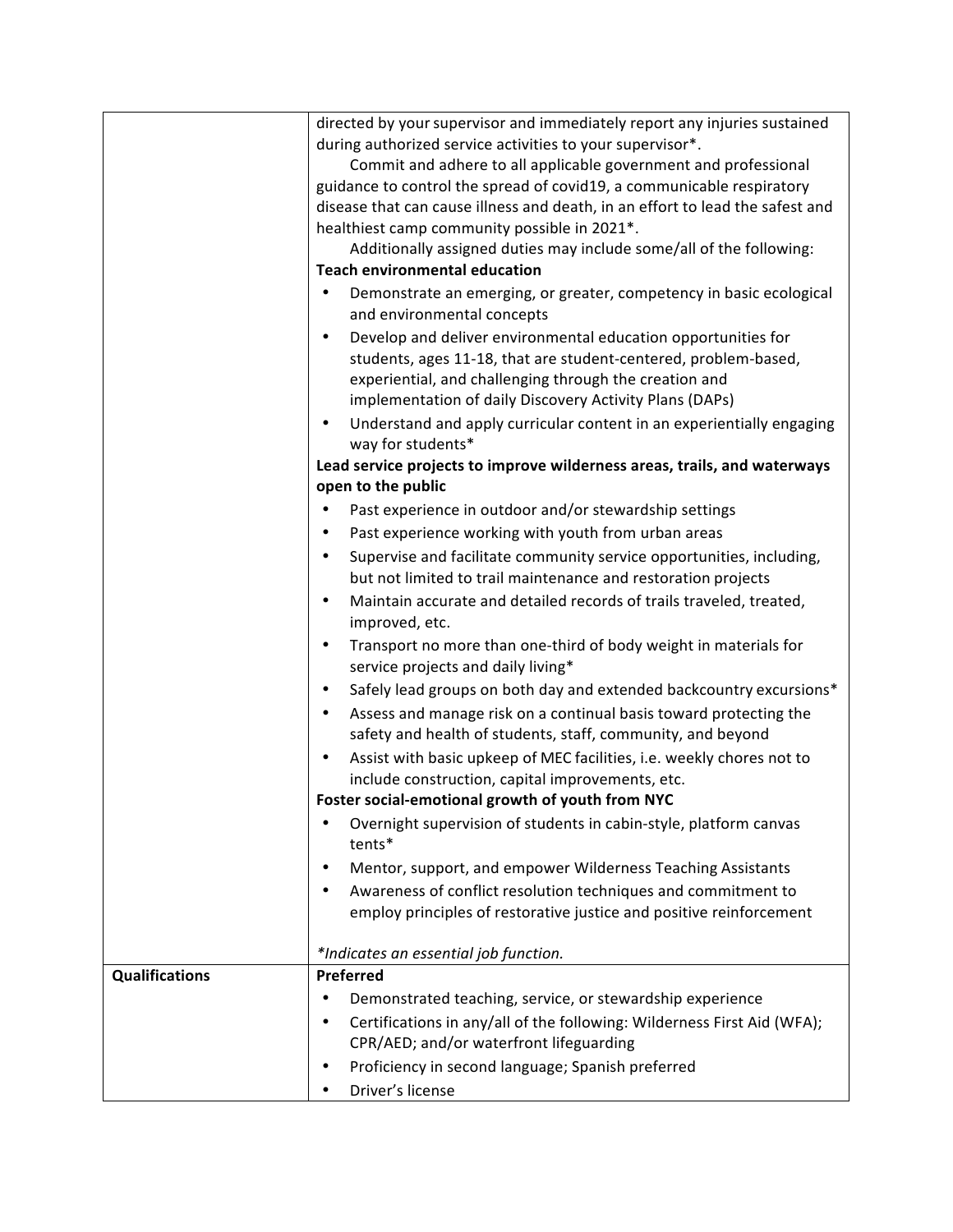| | |
|---|---|
| | directed by your supervisor and immediately report any injuries sustained during authorized service activities to your supervisor*.<br>Commit and adhere to all applicable government and professional guidance to control the spread of covid19, a communicable respiratory disease that can cause illness and death, in an effort to lead the safest and healthiest camp community possible in 2021*.<br>Additionally assigned duties may include some/all of the following:<br>**Teach environmental education**<br>• Demonstrate an emerging, or greater, competency in basic ecological and environmental concepts<br>• Develop and deliver environmental education opportunities for students, ages 11-18, that are student-centered, problem-based, experiential, and challenging through the creation and implementation of daily Discovery Activity Plans (DAPs)<br>• Understand and apply curricular content in an experientially engaging way for students*<br>**Lead service projects to improve wilderness areas, trails, and waterways open to the public**<br>• Past experience in outdoor and/or stewardship settings<br>• Past experience working with youth from urban areas<br>• Supervise and facilitate community service opportunities, including, but not limited to trail maintenance and restoration projects<br>• Maintain accurate and detailed records of trails traveled, treated, improved, etc.<br>• Transport no more than one-third of body weight in materials for service projects and daily living*<br>• Safely lead groups on both day and extended backcountry excursions*<br>• Assess and manage risk on a continual basis toward protecting the safety and health of students, staff, community, and beyond<br>• Assist with basic upkeep of MEC facilities, i.e. weekly chores not to include construction, capital improvements, etc.<br>**Foster social-emotional growth of youth from NYC**<br>• Overnight supervision of students in cabin-style, platform canvas tents*<br>• Mentor, support, and empower Wilderness Teaching Assistants<br>• Awareness of conflict resolution techniques and commitment to employ principles of restorative justice and positive reinforcement<br><br>*\*Indicates an essential job function.* |
| **Qualifications** | **Preferred**<br>• Demonstrated teaching, service, or stewardship experience<br>• Certifications in any/all of the following: Wilderness First Aid (WFA); CPR/AED; and/or waterfront lifeguarding<br>• Proficiency in second language; Spanish preferred<br>• Driver's license |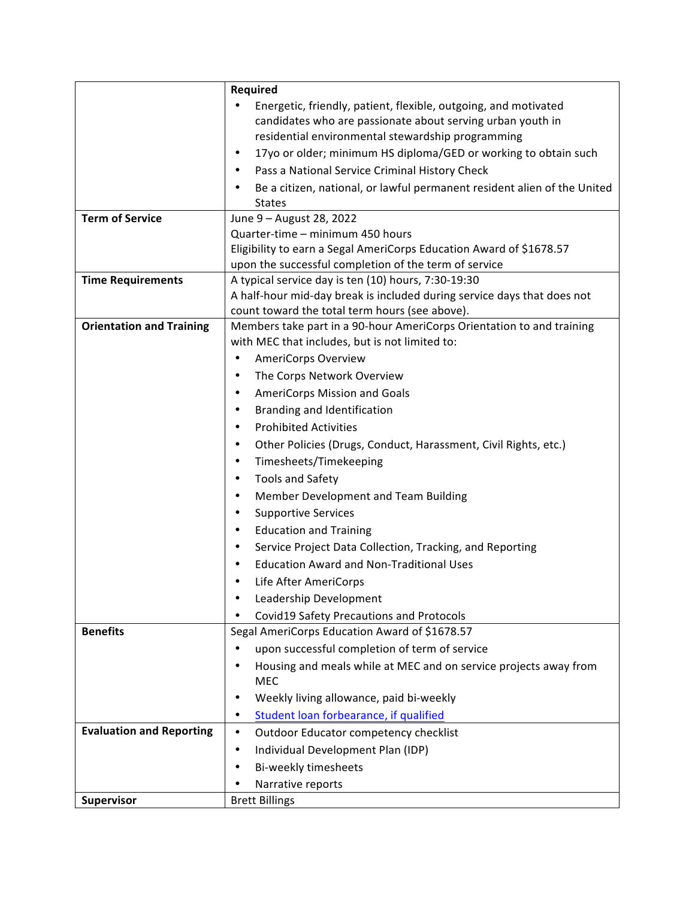| | |
|---|---|
| | **Required**<br>• Energetic, friendly, patient, flexible, outgoing, and motivated candidates who are passionate about serving urban youth in residential environmental stewardship programming<br>• 17yo or older; minimum HS diploma/GED or working to obtain such<br>• Pass a National Service Criminal History Check<br>• Be a citizen, national, or lawful permanent resident alien of the United States |
| **Term of Service** | June 9 – August 28, 2022<br>Quarter-time – minimum 450 hours<br>Eligibility to earn a Segal AmeriCorps Education Award of $1678.57 upon the successful completion of the term of service |
| **Time Requirements** | A typical service day is ten (10) hours, 7:30-19:30<br>A half-hour mid-day break is included during service days that does not count toward the total term hours (see above). |
| **Orientation and Training** | Members take part in a 90-hour AmeriCorps Orientation to and training with MEC that includes, but is not limited to:<br>• AmeriCorps Overview<br>• The Corps Network Overview<br>• AmeriCorps Mission and Goals<br>• Branding and Identification<br>• Prohibited Activities<br>• Other Policies (Drugs, Conduct, Harassment, Civil Rights, etc.)<br>• Timesheets/Timekeeping<br>• Tools and Safety<br>• Member Development and Team Building<br>• Supportive Services<br>• Education and Training<br>• Service Project Data Collection, Tracking, and Reporting<br>• Education Award and Non-Traditional Uses<br>• Life After AmeriCorps<br>• Leadership Development<br>• Covid19 Safety Precautions and Protocols |
| **Benefits** | Segal AmeriCorps Education Award of $1678.57<br>• upon successful completion of term of service<br>• Housing and meals while at MEC and on service projects away from MEC<br>• Weekly living allowance, paid bi-weekly<br>• Student loan forbearance, if qualified |
| **Evaluation and Reporting** | • Outdoor Educator competency checklist<br>• Individual Development Plan (IDP)<br>• Bi-weekly timesheets<br>• Narrative reports |
| **Supervisor** | Brett Billings |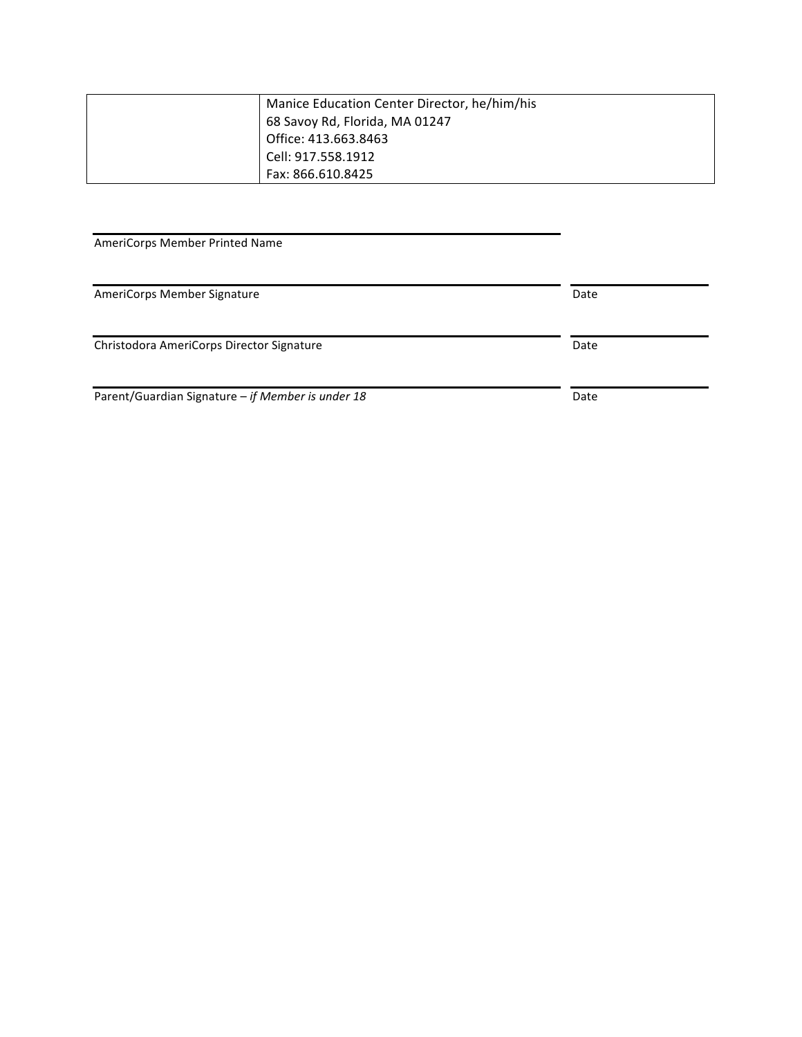| | |
|---|---|
| | Manice Education Center Director, he/him/his<br>68 Savoy Rd, Florida, MA 01247<br>Office: 413.663.8463<br>Cell: 917.558.1912<br>Fax: 866.610.8425 |

AmeriCorps Member Printed Name

AmeriCorps Member Signature — Date

Christodora AmeriCorps Director Signature — Date

Parent/Guardian Signature – *if Member is under 18* — Date